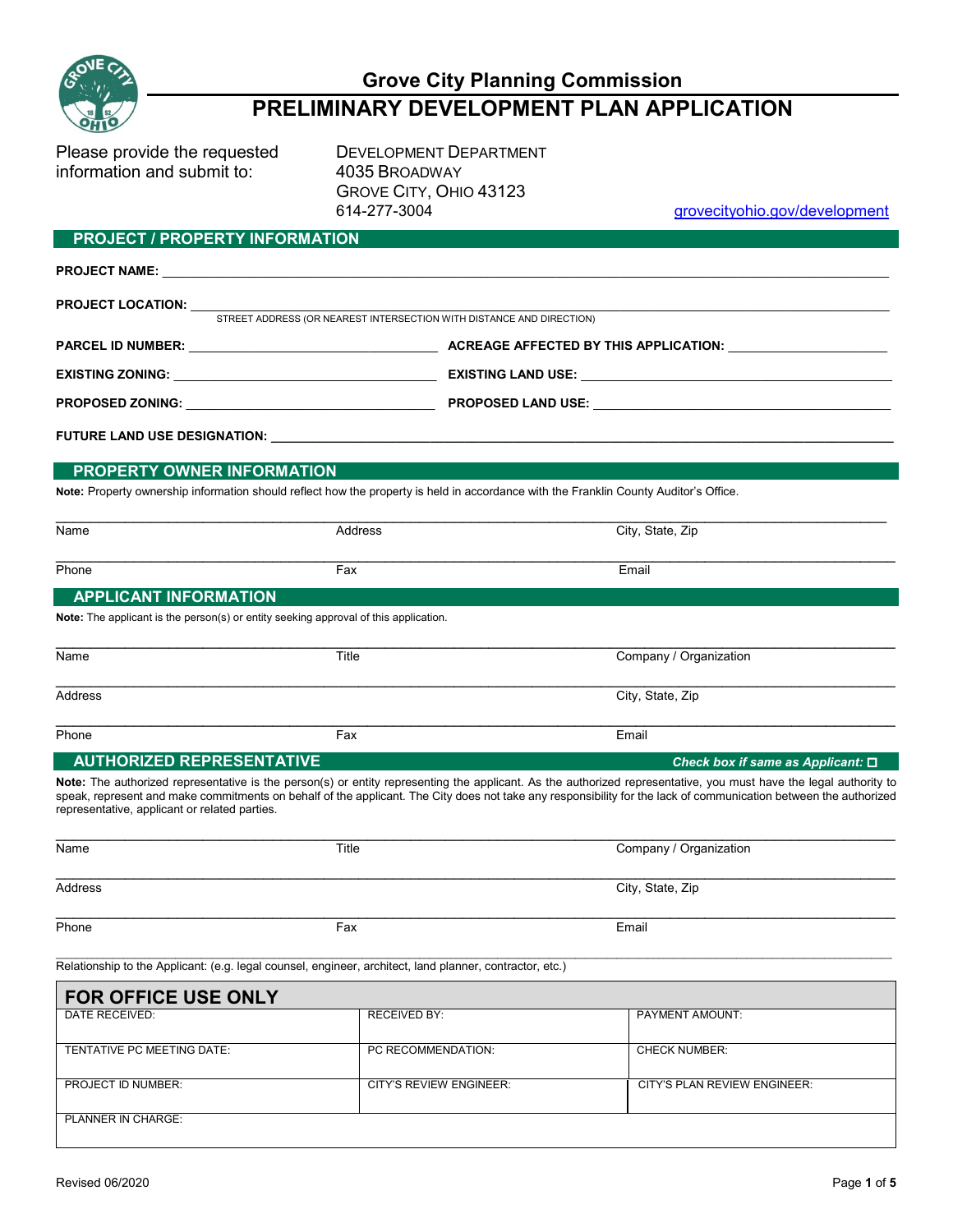# Grove City Planning Commission

# PRELIMINARY DEVELOPMENT PLAN APPLICATION

Please provide the requested information and submit to:

DEVELOPMENT DEPARTMENT
4035 BROADWAY
GROVE CITY, OHIO 43123
614-277-3004

grovecityohio.gov/development

## PROJECT / PROPERTY INFORMATION

**PROJECT NAME:** ______________________________

**PROJECT LOCATION:** ______________________________
STREET ADDRESS (OR NEAREST INTERSECTION WITH DISTANCE AND DIRECTION)

**PARCEL ID NUMBER:** ______________ **ACREAGE AFFECTED BY THIS APPLICATION:** ______________

**EXISTING ZONING:** ______________ **EXISTING LAND USE:** ______________

**PROPOSED ZONING:** ______________ **PROPOSED LAND USE:** ______________

**FUTURE LAND USE DESIGNATION:** ______________________________

## PROPERTY OWNER INFORMATION

**Note:** Property ownership information should reflect how the property is held in accordance with the Franklin County Auditor's Office.

Name ______________ Address ______________ City, State, Zip ______________

Phone ______________ Fax ______________ Email ______________

## APPLICANT INFORMATION

**Note:** The applicant is the person(s) or entity seeking approval of this application.

Name ______________ Title ______________ Company / Organization ______________

Address ______________ City, State, Zip ______________

Phone ______________ Fax ______________ Email ______________

## AUTHORIZED REPRESENTATIVE

***Check box if same as Applicant:*** ☐

**Note:** The authorized representative is the person(s) or entity representing the applicant. As the authorized representative, you must have the legal authority to speak, represent and make commitments on behalf of the applicant. The City does not take any responsibility for the lack of communication between the authorized representative, applicant or related parties.

Name ______________ Title ______________ Company / Organization ______________

Address ______________ City, State, Zip ______________

Phone ______________ Fax ______________ Email ______________

Relationship to the Applicant: (e.g. legal counsel, engineer, architect, land planner, contractor, etc.) ______________

## FOR OFFICE USE ONLY

| DATE RECEIVED: | RECEIVED BY: | PAYMENT AMOUNT: |
|---|---|---|
| TENTATIVE PC MEETING DATE: | PC RECOMMENDATION: | CHECK NUMBER: |
| PROJECT ID NUMBER: | CITY'S REVIEW ENGINEER: | CITY'S PLAN REVIEW ENGINEER: |
| PLANNER IN CHARGE: | | |

Revised 06/2020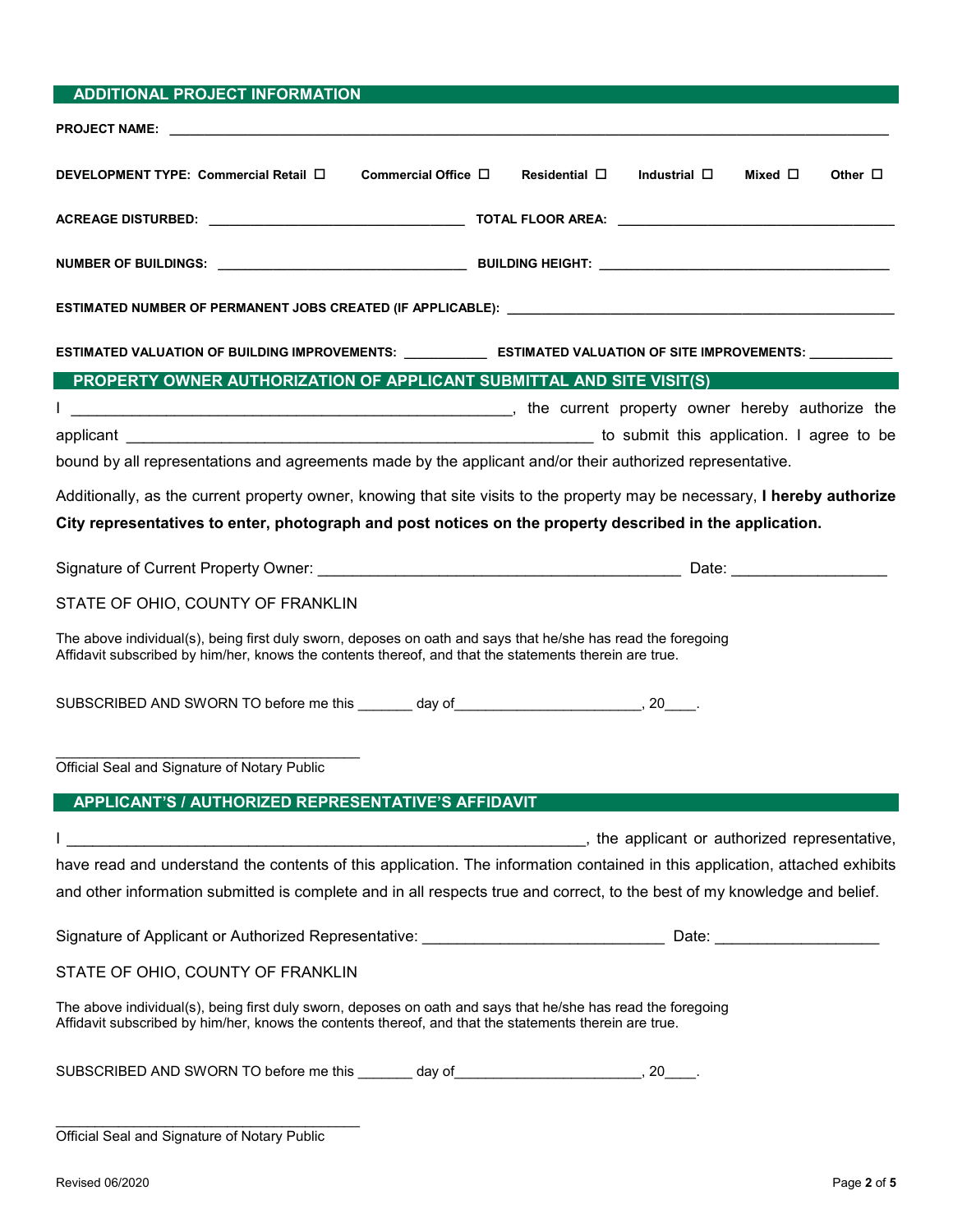## ADDITIONAL PROJECT INFORMATION

**PROJECT NAME:** ______________________________________________________________________________

**DEVELOPMENT TYPE: Commercial Retail ☐ Commercial Office ☐ Residential ☐ Industrial ☐ Mixed ☐ Other ☐**

**ACREAGE DISTURBED:** ______________________________ **TOTAL FLOOR AREA:** ______________________________

**NUMBER OF BUILDINGS:** ______________________________ **BUILDING HEIGHT:** ______________________________

**ESTIMATED NUMBER OF PERMANENT JOBS CREATED (IF APPLICABLE):** ______________________________

**ESTIMATED VALUATION OF BUILDING IMPROVEMENTS:** ___________ **ESTIMATED VALUATION OF SITE IMPROVEMENTS:** ___________

## PROPERTY OWNER AUTHORIZATION OF APPLICANT SUBMITTAL AND SITE VISIT(S)

I ________________________________________________, the current property owner hereby authorize the applicant ________________________________________________ to submit this application. I agree to be bound by all representations and agreements made by the applicant and/or their authorized representative.

Additionally, as the current property owner, knowing that site visits to the property may be necessary, **I hereby authorize City representatives to enter, photograph and post notices on the property described in the application.**

Signature of Current Property Owner: ________________________________________ Date: __________________

STATE OF OHIO, COUNTY OF FRANKLIN

The above individual(s), being first duly sworn, deposes on oath and says that he/she has read the foregoing Affidavit subscribed by him/her, knows the contents thereof, and that the statements therein are true.

SUBSCRIBED AND SWORN TO before me this _______ day of________________________, 20____.

____________________________________
Official Seal and Signature of Notary Public

## APPLICANT'S / AUTHORIZED REPRESENTATIVE'S AFFIDAVIT

I ____________________________________________________________, the applicant or authorized representative, have read and understand the contents of this application. The information contained in this application, attached exhibits and other information submitted is complete and in all respects true and correct, to the best of my knowledge and belief.

Signature of Applicant or Authorized Representative: ____________________________ Date: ___________________

STATE OF OHIO, COUNTY OF FRANKLIN

The above individual(s), being first duly sworn, deposes on oath and says that he/she has read the foregoing Affidavit subscribed by him/her, knows the contents thereof, and that the statements therein are true.

SUBSCRIBED AND SWORN TO before me this _______ day of________________________, 20____.

____________________________________
Official Seal and Signature of Notary Public

Revised 06/2020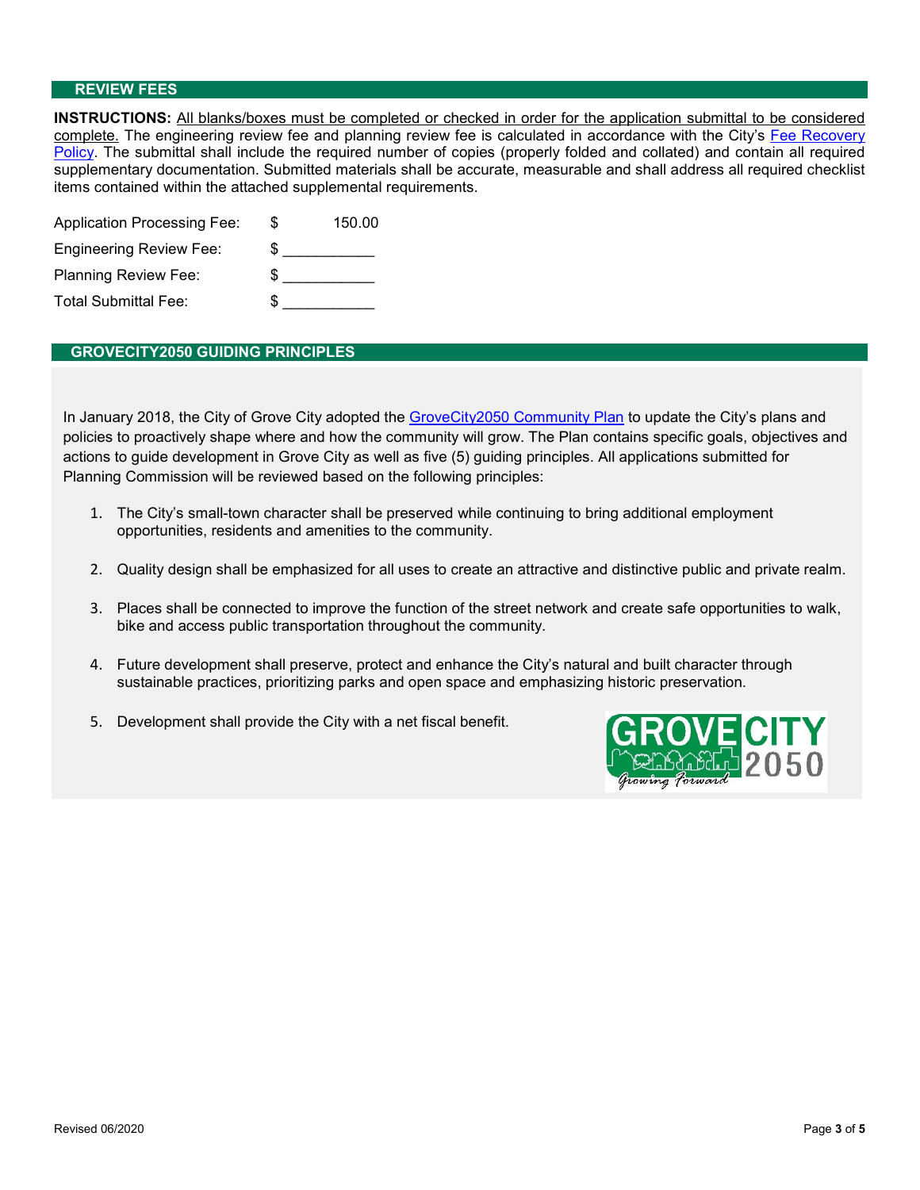## REVIEW FEES

**INSTRUCTIONS:** All blanks/boxes must be completed or checked in order for the application submittal to be considered complete. The engineering review fee and planning review fee is calculated in accordance with the City's Fee Recovery Policy. The submittal shall include the required number of copies (properly folded and collated) and contain all required supplementary documentation. Submitted materials shall be accurate, measurable and shall address all required checklist items contained within the attached supplemental requirements.

Application Processing Fee: $ 150.00

Engineering Review Fee: $ ___________

Planning Review Fee: $ ___________

Total Submittal Fee: $ ___________

## GROVECITY2050 GUIDING PRINCIPLES

In January 2018, the City of Grove City adopted the GroveCity2050 Community Plan to update the City's plans and policies to proactively shape where and how the community will grow. The Plan contains specific goals, objectives and actions to guide development in Grove City as well as five (5) guiding principles. All applications submitted for Planning Commission will be reviewed based on the following principles:

1. The City's small-town character shall be preserved while continuing to bring additional employment opportunities, residents and amenities to the community.
2. Quality design shall be emphasized for all uses to create an attractive and distinctive public and private realm.
3. Places shall be connected to improve the function of the street network and create safe opportunities to walk, bike and access public transportation throughout the community.
4. Future development shall preserve, protect and enhance the City's natural and built character through sustainable practices, prioritizing parks and open space and emphasizing historic preservation.
5. Development shall provide the City with a net fiscal benefit.

Revised 06/2020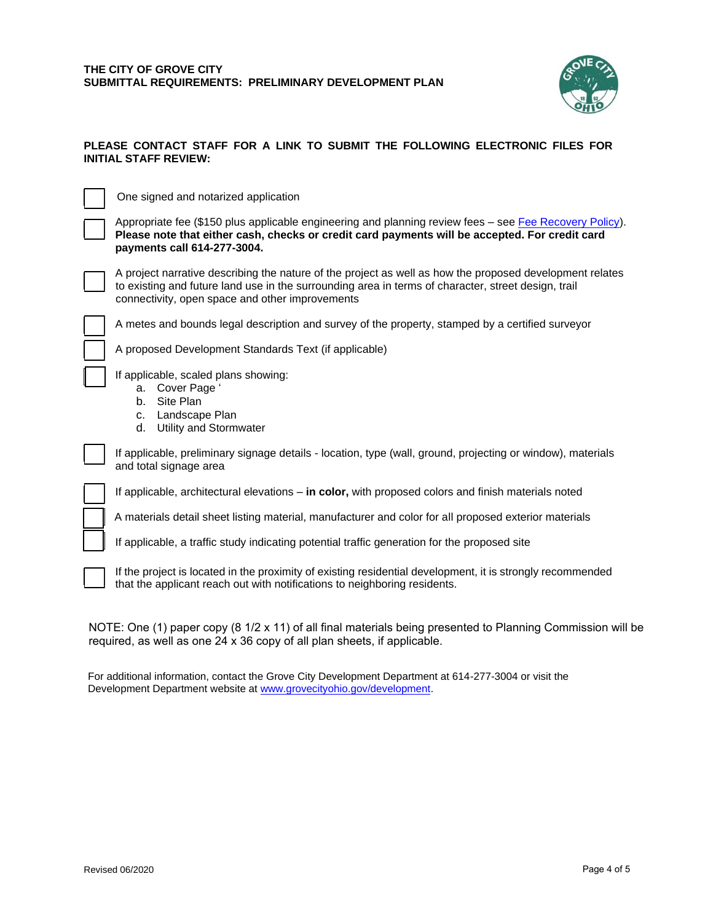**THE CITY OF GROVE CITY**
**SUBMITTAL REQUIREMENTS: PRELIMINARY DEVELOPMENT PLAN**

**PLEASE CONTACT STAFF FOR A LINK TO SUBMIT THE FOLLOWING ELECTRONIC FILES FOR INITIAL STAFF REVIEW:**

- [ ] One signed and notarized application
- [ ] Appropriate fee ($150 plus applicable engineering and planning review fees – see Fee Recovery Policy). **Please note that either cash, checks or credit card payments will be accepted. For credit card payments call 614-277-3004.**
- [ ] A project narrative describing the nature of the project as well as how the proposed development relates to existing and future land use in the surrounding area in terms of character, street design, trail connectivity, open space and other improvements
- [ ] A metes and bounds legal description and survey of the property, stamped by a certified surveyor
- [ ] A proposed Development Standards Text (if applicable)
- [ ] If applicable, scaled plans showing:
    a. Cover Page ‘
    b. Site Plan
    c. Landscape Plan
    d. Utility and Stormwater
- [ ] If applicable, preliminary signage details - location, type (wall, ground, projecting or window), materials and total signage area
- [ ] If applicable, architectural elevations – **in color,** with proposed colors and finish materials noted
- [ ] A materials detail sheet listing material, manufacturer and color for all proposed exterior materials
- [ ] If applicable, a traffic study indicating potential traffic generation for the proposed site
- [ ] If the project is located in the proximity of existing residential development, it is strongly recommended that the applicant reach out with notifications to neighboring residents.

NOTE: One (1) paper copy (8 1/2 x 11) of all final materials being presented to Planning Commission will be required, as well as one 24 x 36 copy of all plan sheets, if applicable.

For additional information, contact the Grove City Development Department at 614-277-3004 or visit the Development Department website at www.grovecityohio.gov/development.

Revised 06/2020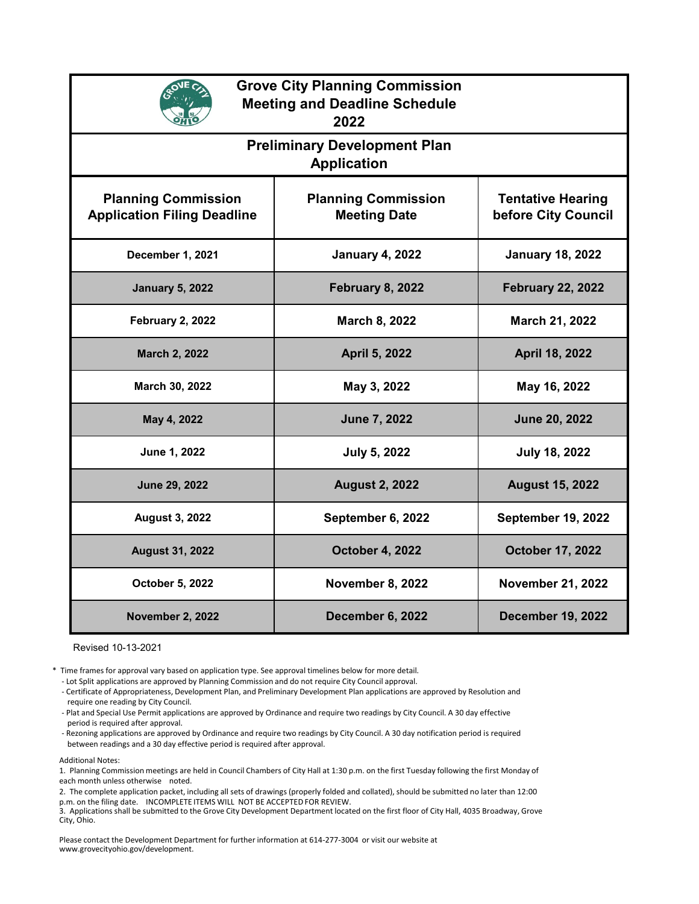# Grove City Planning Commission Meeting and Deadline Schedule 2022

## Preliminary Development Plan Application

| Planning Commission Application Filing Deadline | Planning Commission Meeting Date | Tentative Hearing before City Council |
|---|---|---|
| December 1, 2021 | January 4, 2022 | January 18, 2022 |
| January 5, 2022 | February 8, 2022 | February 22, 2022 |
| February 2, 2022 | March 8, 2022 | March 21, 2022 |
| March 2, 2022 | April 5, 2022 | April 18, 2022 |
| March 30, 2022 | May 3, 2022 | May 16, 2022 |
| May 4, 2022 | June 7, 2022 | June 20, 2022 |
| June 1, 2022 | July 5, 2022 | July 18, 2022 |
| June 29, 2022 | August 2, 2022 | August 15, 2022 |
| August 3, 2022 | September 6, 2022 | September 19, 2022 |
| August 31, 2022 | October 4, 2022 | October 17, 2022 |
| October 5, 2022 | November 8, 2022 | November 21, 2022 |
| November 2, 2022 | December 6, 2022 | December 19, 2022 |

Revised 10-13-2021

\* Time frames for approval vary based on application type. See approval timelines below for more detail.

- Lot Split applications are approved by Planning Commission and do not require City Council approval.
- Certificate of Appropriateness, Development Plan, and Preliminary Development Plan applications are approved by Resolution and require one reading by City Council.
- Plat and Special Use Permit applications are approved by Ordinance and require two readings by City Council. A 30 day effective period is required after approval.
- Rezoning applications are approved by Ordinance and require two readings by City Council. A 30 day notification period is required between readings and a 30 day effective period is required after approval.

Additional Notes:

1. Planning Commission meetings are held in Council Chambers of City Hall at 1:30 p.m. on the first Tuesday following the first Monday of each month unless otherwise noted.
2. The complete application packet, including all sets of drawings (properly folded and collated), should be submitted no later than 12:00 p.m. on the filing date. INCOMPLETE ITEMS WILL NOT BE ACCEPTED FOR REVIEW.
3. Applications shall be submitted to the Grove City Development Department located on the first floor of City Hall, 4035 Broadway, Grove City, Ohio.

Please contact the Development Department for further information at 614-277-3004 or visit our website at www.grovecityohio.gov/development.